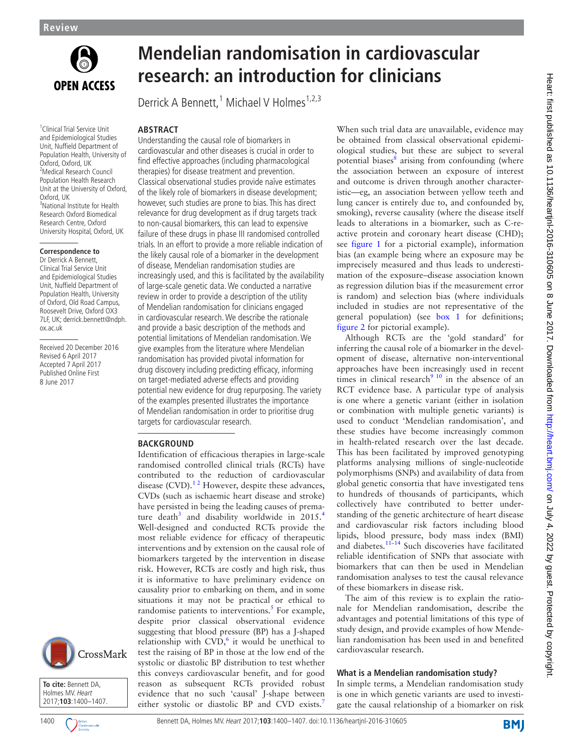Review

# Mendelian randomisation in cardiovascular research: an introduction for clinicians

Derrick A Bennett,[1] Michael V Holmes[1,2,3]

[1]Clinical Trial Service Unit and Epidemiological Studies Unit, Nuffield Department of Population Health, University of Oxford, Oxford, UK
[2]Medical Research Council Population Health Research Unit at the University of Oxford, Oxford, UK
[3]National Institute for Health Research Oxford Biomedical Research Centre, Oxford University Hospital, Oxford, UK

**Correspondence to**
Dr Derrick A Bennett, Clinical Trial Service Unit and Epidemiological Studies Unit, Nuffield Department of Population Health, University of Oxford, Old Road Campus, Roosevelt Drive, Oxford OX3 7LF, UK; derrick.bennett@ndph.ox.ac.uk

Received 20 December 2016
Revised 6 April 2017
Accepted 7 April 2017
Published Online First 8 June 2017

**To cite:** Bennett DA, Holmes MV. *Heart* 2017;**103**:1400–1407.

## ABSTRACT

Understanding the causal role of biomarkers in cardiovascular and other diseases is crucial in order to find effective approaches (including pharmacological therapies) for disease treatment and prevention. Classical observational studies provide naïve estimates of the likely role of biomarkers in disease development; however, such studies are prone to bias. This has direct relevance for drug development as if drug targets track to non-causal biomarkers, this can lead to expensive failure of these drugs in phase III randomised controlled trials. In an effort to provide a more reliable indication of the likely causal role of a biomarker in the development of disease, Mendelian randomisation studies are increasingly used, and this is facilitated by the availability of large-scale genetic data. We conducted a narrative review in order to provide a description of the utility of Mendelian randomisation for clinicians engaged in cardiovascular research. We describe the rationale and provide a basic description of the methods and potential limitations of Mendelian randomisation. We give examples from the literature where Mendelian randomisation has provided pivotal information for drug discovery including predicting efficacy, informing on target-mediated adverse effects and providing potential new evidence for drug repurposing. The variety of the examples presented illustrates the importance of Mendelian randomisation in order to prioritise drug targets for cardiovascular research.

## BACKGROUND

Identification of efficacious therapies in large-scale randomised controlled clinical trials (RCTs) have contributed to the reduction of cardiovascular disease (CVD).[1 2] However, despite these advances, CVDs (such as ischaemic heart disease and stroke) have persisted in being the leading causes of premature death[3] and disability worldwide in 2015.[4] Well-designed and conducted RCTs provide the most reliable evidence for efficacy of therapeutic interventions and by extension on the causal role of biomarkers targeted by the intervention in disease risk. However, RCTs are costly and high risk, thus it is informative to have preliminary evidence on causality prior to embarking on them, and in some situations it may not be practical or ethical to randomise patients to interventions.[5] For example, despite prior classical observational evidence suggesting that blood pressure (BP) has a J-shaped relationship with CVD,[6] it would be unethical to test the raising of BP in those at the low end of the systolic or diastolic BP distribution to test whether this conveys cardiovascular benefit, and for good reason as subsequent RCTs provided robust evidence that no such 'causal' J-shape between either systolic or diastolic BP and CVD exists.[7]

When such trial data are unavailable, evidence may be obtained from classical observational epidemiological studies, but these are subject to several potential biases[8] arising from confounding (where the association between an exposure of interest and outcome is driven through another characteristic—eg, an association between yellow teeth and lung cancer is entirely due to, and confounded by, smoking), reverse causality (where the disease itself leads to alterations in a biomarker, such as C-reactive protein and coronary heart disease (CHD); see figure 1 for a pictorial example), information bias (an example being where an exposure may be imprecisely measured and thus leads to underestimation of the exposure–disease association known as regression dilution bias if the measurement error is random) and selection bias (where individuals included in studies are not representative of the general population) (see box 1 for definitions; figure 2 for pictorial example).

Although RCTs are the 'gold standard' for inferring the causal role of a biomarker in the development of disease, alternative non-interventional approaches have been increasingly used in recent times in clinical research[9 10] in the absence of an RCT evidence base. A particular type of analysis is one where a genetic variant (either in isolation or combination with multiple genetic variants) is used to conduct 'Mendelian randomisation', and these studies have become increasingly common in health-related research over the last decade. This has been facilitated by improved genotyping platforms analysing millions of single-nucleotide polymorphisms (SNPs) and availability of data from global genetic consortia that have investigated tens to hundreds of thousands of participants, which collectively have contributed to better understanding of the genetic architecture of heart disease and cardiovascular risk factors including blood lipids, blood pressure, body mass index (BMI) and diabetes.[11–14] Such discoveries have facilitated reliable identification of SNPs that associate with biomarkers that can then be used in Mendelian randomisation analyses to test the causal relevance of these biomarkers in disease risk.

The aim of this review is to explain the rationale for Mendelian randomisation, describe the advantages and potential limitations of this type of study design, and provide examples of how Mendelian randomisation has been used in and benefited cardiovascular research.

### What is a Mendelian randomisation study?

In simple terms, a Mendelian randomisation study is one in which genetic variants are used to investigate the causal relationship of a biomarker on risk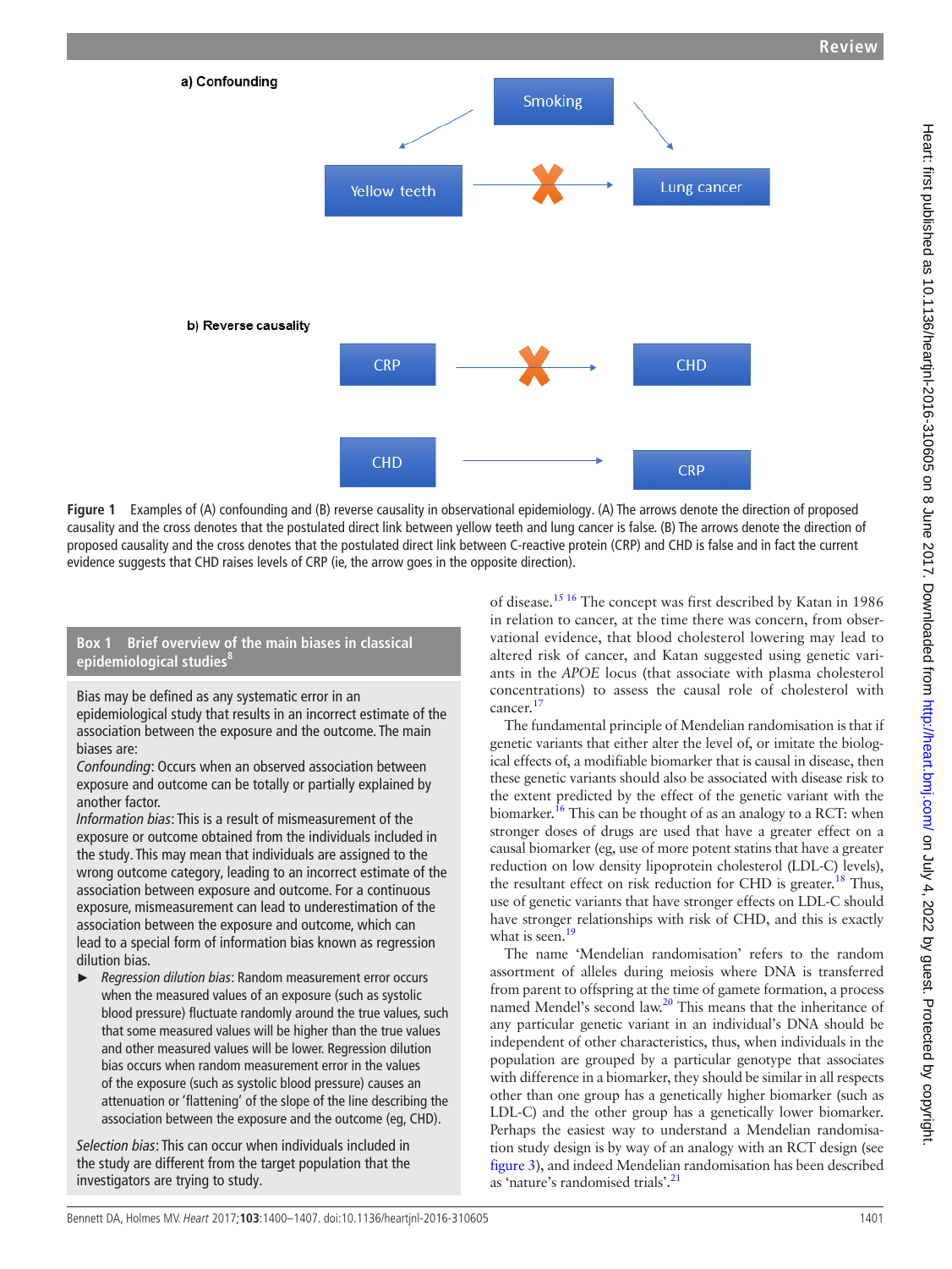a) Confounding

Smoking

Yellow teeth

Lung cancer

b) Reverse causality

CRP

CHD

CHD

CRP

**Figure 1** Examples of (A) confounding and (B) reverse causality in observational epidemiology. (A) The arrows denote the direction of proposed causality and the cross denotes that the postulated direct link between yellow teeth and lung cancer is false. (B) The arrows denote the direction of proposed causality and the cross denotes that the postulated direct link between C-reactive protein (CRP) and CHD is false and in fact the current evidence suggests that CHD raises levels of CRP (ie, the arrow goes in the opposite direction).

> **Box 1 Brief overview of the main biases in classical epidemiological studies[8]**
>
> Bias may be defined as any systematic error in an epidemiological study that results in an incorrect estimate of the association between the exposure and the outcome. The main biases are:
>
> *Confounding*: Occurs when an observed association between exposure and outcome can be totally or partially explained by another factor.
>
> *Information bias*: This is a result of mismeasurement of the exposure or outcome obtained from the individuals included in the study. This may mean that individuals are assigned to the wrong outcome category, leading to an incorrect estimate of the association between exposure and outcome. For a continuous exposure, mismeasurement can lead to underestimation of the association between the exposure and outcome, which can lead to a special form of information bias known as regression dilution bias.
>
> - *Regression dilution bias*: Random measurement error occurs when the measured values of an exposure (such as systolic blood pressure) fluctuate randomly around the true values, such that some measured values will be higher than the true values and other measured values will be lower. Regression dilution bias occurs when random measurement error in the values of the exposure (such as systolic blood pressure) causes an attenuation or 'flattening' of the slope of the line describing the association between the exposure and the outcome (eg, CHD).
>
> *Selection bias*: This can occur when individuals included in the study are different from the target population that the investigators are trying to study.

of disease.[15 16] The concept was first described by Katan in 1986 in relation to cancer, at the time there was concern, from observational evidence, that blood cholesterol lowering may lead to altered risk of cancer, and Katan suggested using genetic variants in the *APOE* locus (that associate with plasma cholesterol concentrations) to assess the causal role of cholesterol with cancer.[17]

The fundamental principle of Mendelian randomisation is that if genetic variants that either alter the level of, or imitate the biological effects of, a modifiable biomarker that is causal in disease, then these genetic variants should also be associated with disease risk to the extent predicted by the effect of the genetic variant with the biomarker.[16] This can be thought of as an analogy to a RCT: when stronger doses of drugs are used that have a greater effect on a causal biomarker (eg, use of more potent statins that have a greater reduction on low density lipoprotein cholesterol (LDL-C) levels), the resultant effect on risk reduction for CHD is greater.[18] Thus, use of genetic variants that have stronger effects on LDL-C should have stronger relationships with risk of CHD, and this is exactly what is seen.[19]

The name 'Mendelian randomisation' refers to the random assortment of alleles during meiosis where DNA is transferred from parent to offspring at the time of gamete formation, a process named Mendel's second law.[20] This means that the inheritance of any particular genetic variant in an individual's DNA should be independent of other characteristics, thus, when individuals in the population are grouped by a particular genotype that associates with difference in a biomarker, they should be similar in all respects other than one group has a genetically higher biomarker (such as LDL-C) and the other group has a genetically lower biomarker. Perhaps the easiest way to understand a Mendelian randomisation study design is by way of an analogy with an RCT design (see figure 3), and indeed Mendelian randomisation has been described as 'nature's randomised trials'.[21]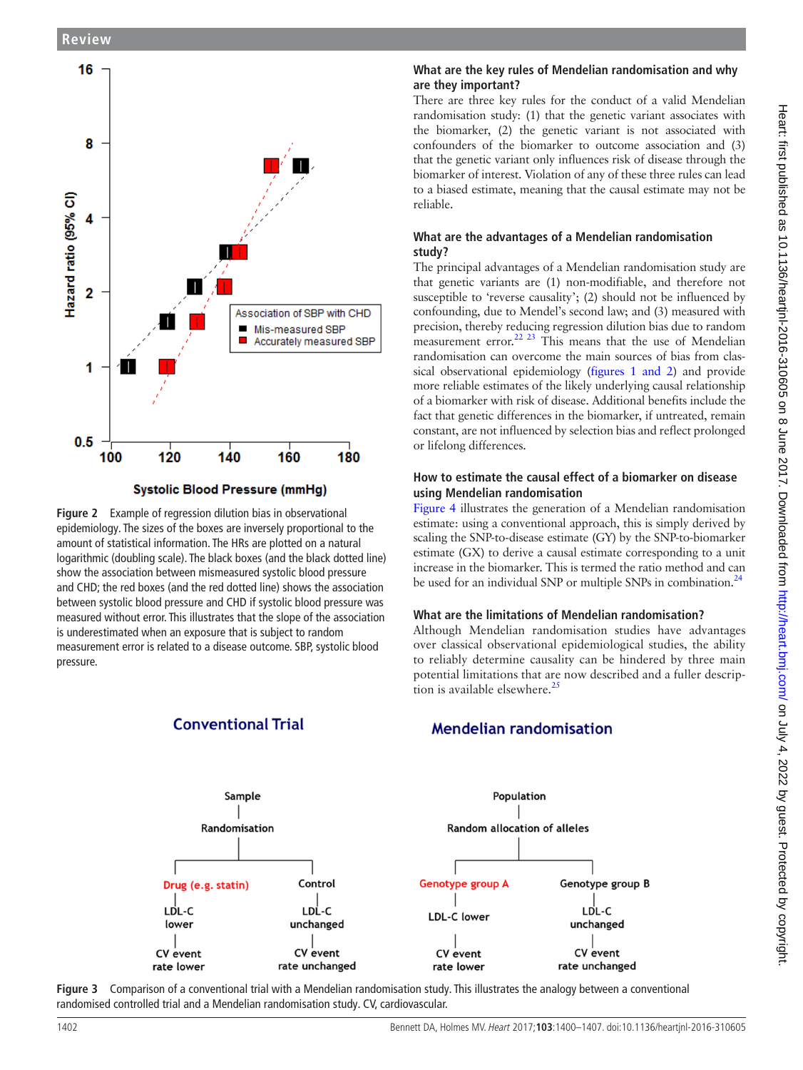Figure 2 Example of regression dilution bias in observational epidemiology. The sizes of the boxes are inversely proportional to the amount of statistical information. The HRs are plotted on a natural logarithmic (doubling scale). The black boxes (and the black dotted line) show the association between mismeasured systolic blood pressure and CHD; the red boxes (and the red dotted line) shows the association between systolic blood pressure and CHD if systolic blood pressure was measured without error. This illustrates that the slope of the association is underestimated when an exposure that is subject to random measurement error is related to a disease outcome. SBP, systolic blood pressure.

### What are the key rules of Mendelian randomisation and why are they important?

There are three key rules for the conduct of a valid Mendelian randomisation study: (1) that the genetic variant associates with the biomarker, (2) the genetic variant is not associated with confounders of the biomarker to outcome association and (3) that the genetic variant only influences risk of disease through the biomarker of interest. Violation of any of these three rules can lead to a biased estimate, meaning that the causal estimate may not be reliable.

### What are the advantages of a Mendelian randomisation study?

The principal advantages of a Mendelian randomisation study are that genetic variants are (1) non-modifiable, and therefore not susceptible to 'reverse causality'; (2) should not be influenced by confounding, due to Mendel's second law; and (3) measured with precision, thereby reducing regression dilution bias due to random measurement error.[22 23] This means that the use of Mendelian randomisation can overcome the main sources of bias from classical observational epidemiology (figures 1 and 2) and provide more reliable estimates of the likely underlying causal relationship of a biomarker with risk of disease. Additional benefits include the fact that genetic differences in the biomarker, if untreated, remain constant, are not influenced by selection bias and reflect prolonged or lifelong differences.

### How to estimate the causal effect of a biomarker on disease using Mendelian randomisation

Figure 4 illustrates the generation of a Mendelian randomisation estimate: using a conventional approach, this is simply derived by scaling the SNP-to-disease estimate (GY) by the SNP-to-biomarker estimate (GX) to derive a causal estimate corresponding to a unit increase in the biomarker. This is termed the ratio method and can be used for an individual SNP or multiple SNPs in combination.[24]

### What are the limitations of Mendelian randomisation?

Although Mendelian randomisation studies have advantages over classical observational epidemiological studies, the ability to reliably determine causality can be hindered by three main potential limitations that are now described and a fuller description is available elsewhere.[25]

Figure 3 Comparison of a conventional trial with a Mendelian randomisation study. This illustrates the analogy between a conventional randomised controlled trial and a Mendelian randomisation study. CV, cardiovascular.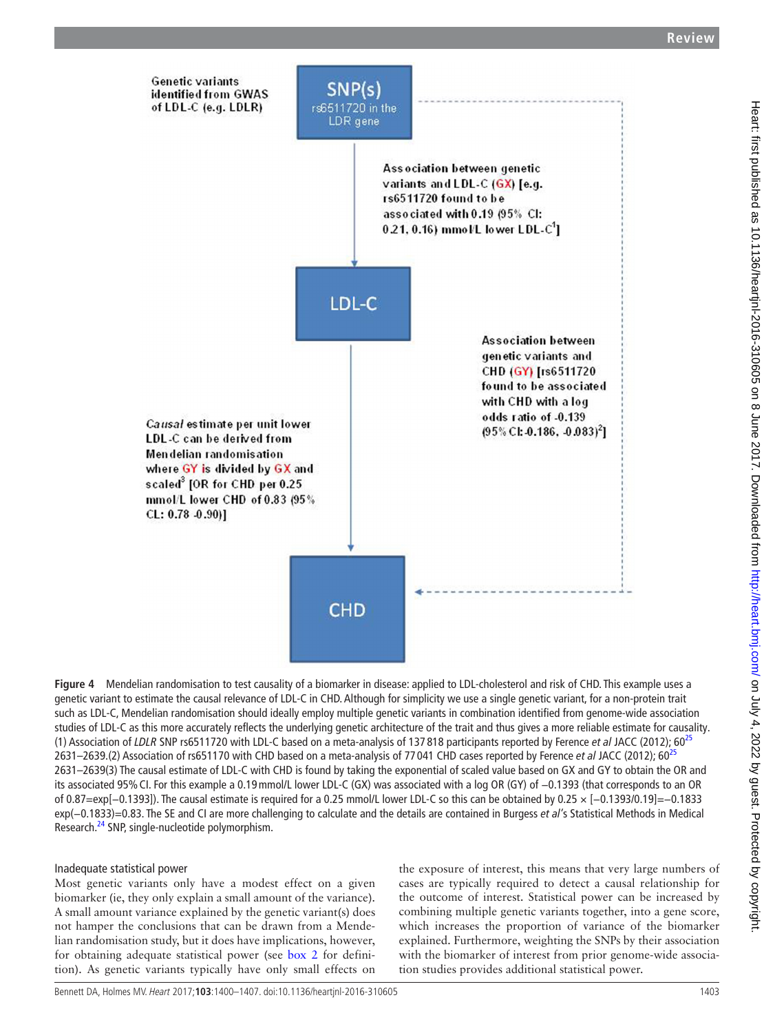Genetic variants identified from GWAS of LDL-C (e.g. LDLR)

SNP(s)
rs6511720 in the LDR gene

Association between genetic variants and LDL-C (GX) [e.g. rs6511720 found to be associated with 0.19 (95% CI: 0.21, 0.16) mmol/L lower LDL-C[1]]

LDL-C

Association between genetic variants and CHD (GY) [rs6511720 found to be associated with CHD with a log odds ratio of -0.139 (95% CI:-0.186, -0.083)[2]]

*Causal* estimate per unit lower LDL-C can be derived from Mendelian randomisation where GY is divided by GX and scaled[3] [OR for CHD per 0.25 mmol/L lower CHD of 0.83 (95% CL: 0.78 -0.90)]

CHD

**Figure 4** Mendelian randomisation to test causality of a biomarker in disease: applied to LDL-cholesterol and risk of CHD. This example uses a genetic variant to estimate the causal relevance of LDL-C in CHD. Although for simplicity we use a single genetic variant, for a non-protein trait such as LDL-C, Mendelian randomisation should ideally employ multiple genetic variants in combination identified from genome-wide association studies of LDL-C as this more accurately reflects the underlying genetic architecture of the trait and thus gives a more reliable estimate for causality. (1) Association of *LDLR* SNP rs6511720 with LDL-C based on a meta-analysis of 137 818 participants reported by Ference *et al* JACC (2012); 60[25] 2631–2639.(2) Association of rs651170 with CHD based on a meta-analysis of 77 041 CHD cases reported by Ference *et al* JACC (2012); 60[25] 2631–2639(3) The causal estimate of LDL-C with CHD is found by taking the exponential of scaled value based on GX and GY to obtain the OR and its associated 95% CI. For this example a 0.19 mmol/L lower LDL-C (GX) was associated with a log OR (GY) of −0.1393 (that corresponds to an OR of 0.87=exp[−0.1393]). The causal estimate is required for a 0.25 mmol/L lower LDL-C so this can be obtained by 0.25 × [−0.1393/0.19]=−0.1833 exp(−0.1833)=0.83. The SE and CI are more challenging to calculate and the details are contained in Burgess *et al*'s Statistical Methods in Medical Research.[24] SNP, single-nucleotide polymorphism.

### Inadequate statistical power

Most genetic variants only have a modest effect on a given biomarker (ie, they only explain a small amount of the variance). A small amount variance explained by the genetic variant(s) does not hamper the conclusions that can be drawn from a Mendelian randomisation study, but it does have implications, however, for obtaining adequate statistical power (see box 2 for definition). As genetic variants typically have only small effects on the exposure of interest, this means that very large numbers of cases are typically required to detect a causal relationship for the outcome of interest. Statistical power can be increased by combining multiple genetic variants together, into a gene score, which increases the proportion of variance of the biomarker explained. Furthermore, weighting the SNPs by their association with the biomarker of interest from prior genome-wide association studies provides additional statistical power.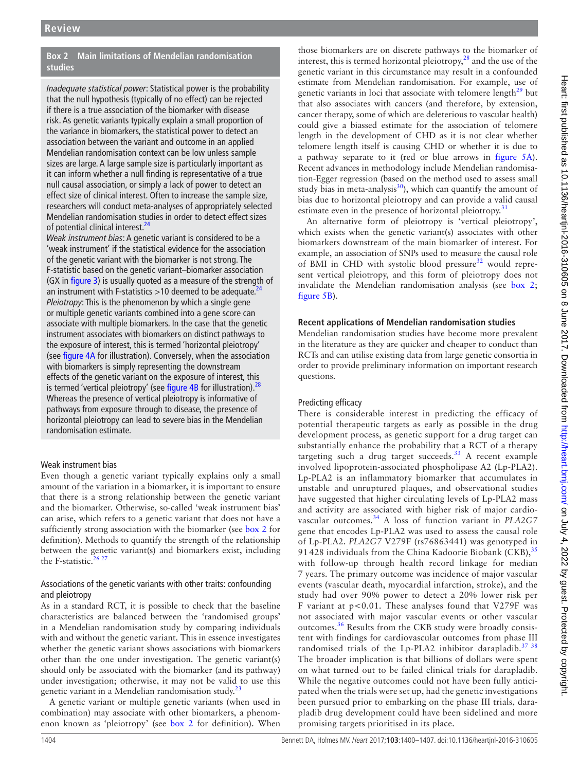**Box 2 Main limitations of Mendelian randomisation studies**

*Inadequate statistical power*: Statistical power is the probability that the null hypothesis (typically of no effect) can be rejected if there is a true association of the biomarker with disease risk. As genetic variants typically explain a small proportion of the variance in biomarkers, the statistical power to detect an association between the variant and outcome in an applied Mendelian randomisation context can be low unless sample sizes are large. A large sample size is particularly important as it can inform whether a null finding is representative of a true null causal association, or simply a lack of power to detect an effect size of clinical interest. Often to increase the sample size, researchers will conduct meta-analyses of appropriately selected Mendelian randomisation studies in order to detect effect sizes of potential clinical interest.[24]

*Weak instrument bias*: A genetic variant is considered to be a 'weak instrument' if the statistical evidence for the association of the genetic variant with the biomarker is not strong. The F-statistic based on the genetic variant–biomarker association (GX in figure 3) is usually quoted as a measure of the strength of an instrument with F-statistics >10 deemed to be adequate.[24]

*Pleiotropy*: This is the phenomenon by which a single gene or multiple genetic variants combined into a gene score can associate with multiple biomarkers. In the case that the genetic instrument associates with biomarkers on distinct pathways to the exposure of interest, this is termed 'horizontal pleiotropy' (see figure 4A for illustration). Conversely, when the association with biomarkers is simply representing the downstream effects of the genetic variant on the exposure of interest, this is termed 'vertical pleiotropy' (see figure 4B for illustration).[28] Whereas the presence of vertical pleiotropy is informative of pathways from exposure through to disease, the presence of horizontal pleiotropy can lead to severe bias in the Mendelian randomisation estimate.

### Weak instrument bias

Even though a genetic variant typically explains only a small amount of the variation in a biomarker, it is important to ensure that there is a strong relationship between the genetic variant and the biomarker. Otherwise, so-called 'weak instrument bias' can arise, which refers to a genetic variant that does not have a sufficiently strong association with the biomarker (see box 2 for definition). Methods to quantify the strength of the relationship between the genetic variant(s) and biomarkers exist, including the F-statistic.[26,27]

### Associations of the genetic variants with other traits: confounding and pleiotropy

As in a standard RCT, it is possible to check that the baseline characteristics are balanced between the 'randomised groups' in a Mendelian randomisation study by comparing individuals with and without the genetic variant. This in essence investigates whether the genetic variant shows associations with biomarkers other than the one under investigation. The genetic variant(s) should only be associated with the biomarker (and its pathway) under investigation; otherwise, it may not be valid to use this genetic variant in a Mendelian randomisation study.[23]

A genetic variant or multiple genetic variants (when used in combination) may associate with other biomarkers, a phenomenon known as 'pleiotropy' (see box 2 for definition). When those biomarkers are on discrete pathways to the biomarker of interest, this is termed horizontal pleiotropy,[28] and the use of the genetic variant in this circumstance may result in a confounded estimate from Mendelian randomisation. For example, use of genetic variants in loci that associate with telomere length[29] but that also associates with cancers (and therefore, by extension, cancer therapy, some of which are deleterious to vascular health) could give a biassed estimate for the association of telomere length in the development of CHD as it is not clear whether telomere length itself is causing CHD or whether it is due to a pathway separate to it (red or blue arrows in figure 5A). Recent advances in methodology include Mendelian randomisation-Egger regression (based on the method used to assess small study bias in meta-analysis[30]), which can quantify the amount of bias due to horizontal pleiotropy and can provide a valid causal estimate even in the presence of horizontal pleiotropy.[31]

An alternative form of pleiotropy is 'vertical pleiotropy', which exists when the genetic variant(s) associates with other biomarkers downstream of the main biomarker of interest. For example, an association of SNPs used to measure the causal role of BMI in CHD with systolic blood pressure[32] would represent vertical pleiotropy, and this form of pleiotropy does not invalidate the Mendelian randomisation analysis (see box 2; figure 5B).

## Recent applications of Mendelian randomisation studies

Mendelian randomisation studies have become more prevalent in the literature as they are quicker and cheaper to conduct than RCTs and can utilise existing data from large genetic consortia in order to provide preliminary information on important research questions.

### Predicting efficacy

There is considerable interest in predicting the efficacy of potential therapeutic targets as early as possible in the drug development process, as genetic support for a drug target can substantially enhance the probability that a RCT of a therapy targeting such a drug target succeeds.[33] A recent example involved lipoprotein-associated phospholipase A2 (Lp-PLA2). Lp-PLA2 is an inflammatory biomarker that accumulates in unstable and unruptured plaques, and observational studies have suggested that higher circulating levels of Lp-PLA2 mass and activity are associated with higher risk of major cardiovascular outcomes.[34] A loss of function variant in *PLA2G7* gene that encodes Lp-PLA2 was used to assess the causal role of Lp-PLA2. *PLA2G7* V279F (rs76863441) was genotyped in 91 428 individuals from the China Kadoorie Biobank (CKB),[35] with follow-up through health record linkage for median 7 years. The primary outcome was incidence of major vascular events (vascular death, myocardial infarction, stroke), and the study had over 90% power to detect a 20% lower risk per F variant at $p<0.01$. These analyses found that V279F was not associated with major vascular events or other vascular outcomes.[36] Results from the CKB study were broadly consistent with findings for cardiovascular outcomes from phase III randomised trials of the Lp-PLA2 inhibitor darapladib.[37,38] The broader implication is that billions of dollars were spent on what turned out to be failed clinical trials for darapladib. While the negative outcomes could not have been fully anticipated when the trials were set up, had the genetic investigations been pursued prior to embarking on the phase III trials, darapladib drug development could have been sidelined and more promising targets prioritised in its place.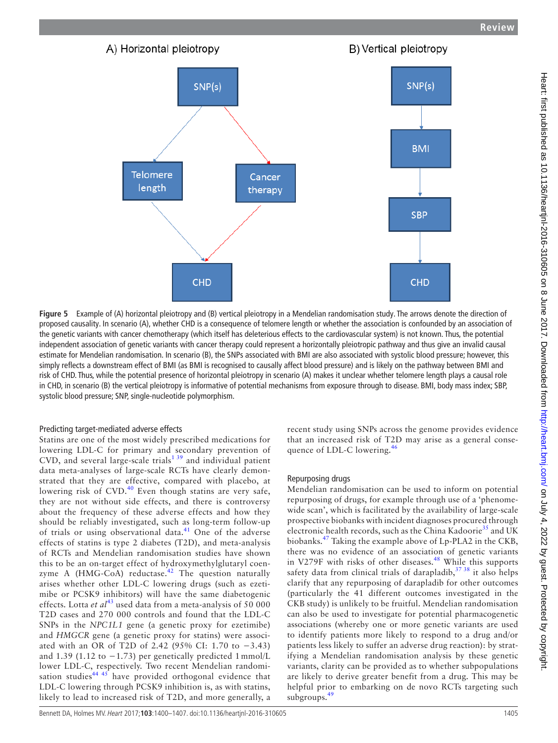A) Horizontal pleiotropy

B) Vertical pleiotropy

**Figure 5** Example of (A) horizontal pleiotropy and (B) vertical pleiotropy in a Mendelian randomisation study. The arrows denote the direction of proposed causality. In scenario (A), whether CHD is a consequence of telomere length or whether the association is confounded by an association of the genetic variants with cancer chemotherapy (which itself has deleterious effects to the cardiovascular system) is not known. Thus, the potential independent association of genetic variants with cancer therapy could represent a horizontally pleiotropic pathway and thus give an invalid causal estimate for Mendelian randomisation. In scenario (B), the SNPs associated with BMI are also associated with systolic blood pressure; however, this simply reflects a downstream effect of BMI (as BMI is recognised to causally affect blood pressure) and is likely on the pathway between BMI and risk of CHD. Thus, while the potential presence of horizontal pleiotropy in scenario (A) makes it unclear whether telomere length plays a causal role in CHD, in scenario (B) the vertical pleiotropy is informative of potential mechanisms from exposure through to disease. BMI, body mass index; SBP, systolic blood pressure; SNP, single-nucleotide polymorphism.

### Predicting target-mediated adverse effects

Statins are one of the most widely prescribed medications for lowering LDL-C for primary and secondary prevention of CVD, and several large-scale trials[1 39] and individual patient data meta-analyses of large-scale RCTs have clearly demonstrated that they are effective, compared with placebo, at lowering risk of CVD.[40] Even though statins are very safe, they are not without side effects, and there is controversy about the frequency of these adverse effects and how they should be reliably investigated, such as long-term follow-up of trials or using observational data.[41] One of the adverse effects of statins is type 2 diabetes (T2D), and meta-analysis of RCTs and Mendelian randomisation studies have shown this to be an on-target effect of hydroxymethylglutaryl coenzyme A (HMG-CoA) reductase.[42] The question naturally arises whether other LDL-C lowering drugs (such as ezetimibe or PCSK9 inhibitors) will have the same diabetogenic effects. Lotta *et al*[43] used data from a meta-analysis of 50 000 T2D cases and 270 000 controls and found that the LDL-C SNPs in the *NPC1L1* gene (a genetic proxy for ezetimibe) and *HMGCR* gene (a genetic proxy for statins) were associated with an OR of T2D of 2.42 (95% CI: 1.70 to −3.43) and 1.39 (1.12 to −1.73) per genetically predicted 1 mmol/L lower LDL-C, respectively. Two recent Mendelian randomisation studies[44 45] have provided orthogonal evidence that LDL-C lowering through PCSK9 inhibition is, as with statins, likely to lead to increased risk of T2D, and more generally, a recent study using SNPs across the genome provides evidence that an increased risk of T2D may arise as a general consequence of LDL-C lowering.[46]

### Repurposing drugs

Mendelian randomisation can be used to inform on potential repurposing of drugs, for example through use of a 'phenome-wide scan', which is facilitated by the availability of large-scale prospective biobanks with incident diagnoses procured through electronic health records, such as the China Kadoorie[35] and UK biobanks.[47] Taking the example above of Lp-PLA2 in the CKB, there was no evidence of an association of genetic variants in V279F with risks of other diseases.[48] While this supports safety data from clinical trials of darapladib,[37 38] it also helps clarify that any repurposing of darapladib for other outcomes (particularly the 41 different outcomes investigated in the CKB study) is unlikely to be fruitful. Mendelian randomisation can also be used to investigate for potential pharmacogenetic associations (whereby one or more genetic variants are used to identify patients more likely to respond to a drug and/or patients less likely to suffer an adverse drug reaction): by stratifying a Mendelian randomisation analysis by these genetic variants, clarity can be provided as to whether subpopulations are likely to derive greater benefit from a drug. This may be helpful prior to embarking on de novo RCTs targeting such subgroups.[49]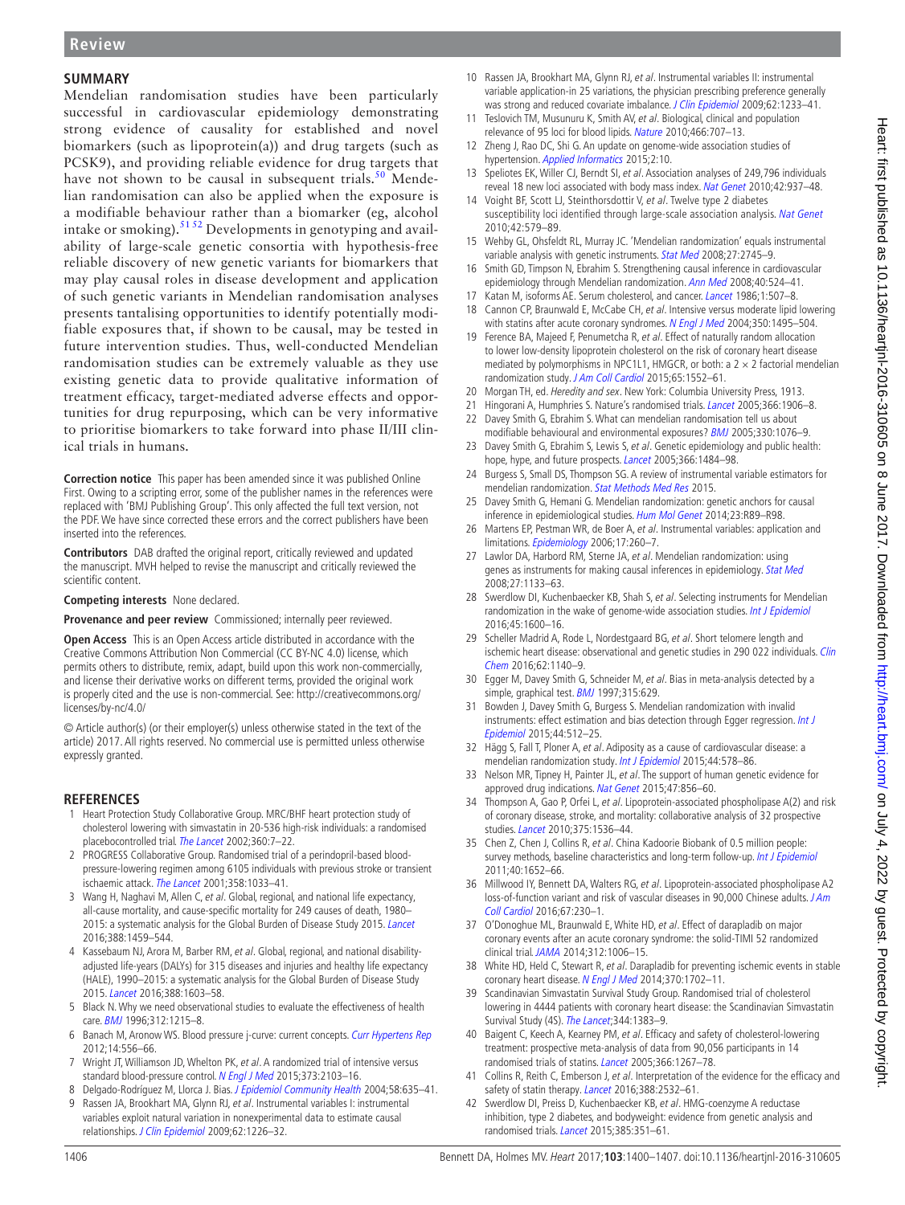## SUMMARY

Mendelian randomisation studies have been particularly successful in cardiovascular epidemiology demonstrating strong evidence of causality for established and novel biomarkers (such as lipoprotein(a)) and drug targets (such as PCSK9), and providing reliable evidence for drug targets that have not shown to be causal in subsequent trials.[50] Mendelian randomisation can also be applied when the exposure is a modifiable behaviour rather than a biomarker (eg, alcohol intake or smoking).[51 52] Developments in genotyping and availability of large-scale genetic consortia with hypothesis-free reliable discovery of new genetic variants for biomarkers that may play causal roles in disease development and application of such genetic variants in Mendelian randomisation analyses presents tantalising opportunities to identify potentially modifiable exposures that, if shown to be causal, may be tested in future intervention studies. Thus, well-conducted Mendelian randomisation studies can be extremely valuable as they use existing genetic data to provide qualitative information of treatment efficacy, target-mediated adverse effects and opportunities for drug repurposing, which can be very informative to prioritise biomarkers to take forward into phase II/III clinical trials in humans.

**Correction notice** This paper has been amended since it was published Online First. Owing to a scripting error, some of the publisher names in the references were replaced with 'BMJ Publishing Group'. This only affected the full text version, not the PDF. We have since corrected these errors and the correct publishers have been inserted into the references.

**Contributors** DAB drafted the original report, critically reviewed and updated the manuscript. MVH helped to revise the manuscript and critically reviewed the scientific content.

**Competing interests** None declared.

**Provenance and peer review** Commissioned; internally peer reviewed.

**Open Access** This is an Open Access article distributed in accordance with the Creative Commons Attribution Non Commercial (CC BY-NC 4.0) license, which permits others to distribute, remix, adapt, build upon this work non-commercially, and license their derivative works on different terms, provided the original work is properly cited and the use is non-commercial. See: http://creativecommons.org/licenses/by-nc/4.0/

© Article author(s) (or their employer(s) unless otherwise stated in the text of the article) 2017. All rights reserved. No commercial use is permitted unless otherwise expressly granted.

## REFERENCES

1. Heart Protection Study Collaborative Group. MRC/BHF heart protection study of cholesterol lowering with simvastatin in 20-536 high-risk individuals: a randomised placebocontrolled trial. *The Lancet* 2002;360:7–22.
2. PROGRESS Collaborative Group. Randomised trial of a perindopril-based blood-pressure-lowering regimen among 6105 individuals with previous stroke or transient ischaemic attack. *The Lancet* 2001;358:1033–41.
3. Wang H, Naghavi M, Allen C, *et al*. Global, regional, and national life expectancy, all-cause mortality, and cause-specific mortality for 249 causes of death, 1980–2015: a systematic analysis for the Global Burden of Disease Study 2015. *Lancet* 2016;388:1459–544.
4. Kassebaum NJ, Arora M, Barber RM, *et al*. Global, regional, and national disability-adjusted life-years (DALYs) for 315 diseases and injuries and healthy life expectancy (HALE), 1990–2015: a systematic analysis for the Global Burden of Disease Study 2015. *Lancet* 2016;388:1603–58.
5. Black N. Why we need observational studies to evaluate the effectiveness of health care. *BMJ* 1996;312:1215–8.
6. Banach M, Aronow WS. Blood pressure j-curve: current concepts. *Curr Hypertens Rep* 2012;14:556–66.
7. Wright JT, Williamson JD, Whelton PK, *et al*. A randomized trial of intensive versus standard blood-pressure control. *N Engl J Med* 2015;373:2103–16.
8. Delgado-Rodríguez M, Llorca J. Bias. *J Epidemiol Community Health* 2004;58:635–41.
9. Rassen JA, Brookhart MA, Glynn RJ, *et al*. Instrumental variables I: instrumental variables exploit natural variation in nonexperimental data to estimate causal relationships. *J Clin Epidemiol* 2009;62:1226–32.
10. Rassen JA, Brookhart MA, Glynn RJ, *et al*. Instrumental variables II: instrumental variable application-in 25 variations, the physician prescribing preference generally was strong and reduced covariate imbalance. *J Clin Epidemiol* 2009;62:1233–41.
11. Teslovich TM, Musunuru K, Smith AV, *et al*. Biological, clinical and population relevance of 95 loci for blood lipids. *Nature* 2010;466:707–13.
12. Zheng J, Rao DC, Shi G. An update on genome-wide association studies of hypertension. *Applied Informatics* 2015;2:10.
13. Speliotes EK, Willer CJ, Berndt SI, *et al*. Association analyses of 249,796 individuals reveal 18 new loci associated with body mass index. *Nat Genet* 2010;42:937–48.
14. Voight BF, Scott LJ, Steinthorsdottir V, *et al*. Twelve type 2 diabetes susceptibility loci identified through large-scale association analysis. *Nat Genet* 2010;42:579–89.
15. Wehby GL, Ohsfeldt RL, Murray JC. 'Mendelian randomization' equals instrumental variable analysis with genetic instruments. *Stat Med* 2008;27:2745–9.
16. Smith GD, Timpson N, Ebrahim S. Strengthening causal inference in cardiovascular epidemiology through Mendelian randomization. *Ann Med* 2008;40:524–41.
17. Katan M, isoforms AE. Serum cholesterol, and cancer. *Lancet* 1986;1:507–8.
18. Cannon CP, Braunwald E, McCabe CH, *et al*. Intensive versus moderate lipid lowering with statins after acute coronary syndromes. *N Engl J Med* 2004;350:1495–504.
19. Ference BA, Majeed F, Penumetcha R, *et al*. Effect of naturally random allocation to lower low-density lipoprotein cholesterol on the risk of coronary heart disease mediated by polymorphisms in NPC1L1, HMGCR, or both: a 2 × 2 factorial mendelian randomization study. *J Am Coll Cardiol* 2015;65:1552–61.
20. Morgan TH, ed. *Heredity and sex*. New York: Columbia University Press, 1913.
21. Hingorani A, Humphries S. Nature's randomised trials. *Lancet* 2005;366:1906–8.
22. Davey Smith G, Ebrahim S. What can mendelian randomisation tell us about modifiable behavioural and environmental exposures? *BMJ* 2005;330:1076–9.
23. Davey Smith G, Ebrahim S, Lewis S, *et al*. Genetic epidemiology and public health: hope, hype, and future prospects. *Lancet* 2005;366:1484–98.
24. Burgess S, Small DS, Thompson SG. A review of instrumental variable estimators for mendelian randomization. *Stat Methods Med Res* 2015.
25. Davey Smith G, Hemani G. Mendelian randomization: genetic anchors for causal inference in epidemiological studies. *Hum Mol Genet* 2014;23:R89–R98.
26. Martens EP, Pestman WR, de Boer A, *et al*. Instrumental variables: application and limitations. *Epidemiology* 2006;17:260–7.
27. Lawlor DA, Harbord RM, Sterne JA, *et al*. Mendelian randomization: using genes as instruments for making causal inferences in epidemiology. *Stat Med* 2008;27:1133–63.
28. Swerdlow DI, Kuchenbaecker KB, Shah S, *et al*. Selecting instruments for Mendelian randomization in the wake of genome-wide association studies. *Int J Epidemiol* 2016;45:1600–16.
29. Scheller Madrid A, Rode L, Nordestgaard BG, *et al*. Short telomere length and ischemic heart disease: observational and genetic studies in 290 022 individuals. *Clin Chem* 2016;62:1140–9.
30. Egger M, Davey Smith G, Schneider M, *et al*. Bias in meta-analysis detected by a simple, graphical test. *BMJ* 1997;315:629.
31. Bowden J, Davey Smith G, Burgess S. Mendelian randomization with invalid instruments: effect estimation and bias detection through Egger regression. *Int J Epidemiol* 2015;44:512–25.
32. Hägg S, Fall T, Ploner A, *et al*. Adiposity as a cause of cardiovascular disease: a mendelian randomization study. *Int J Epidemiol* 2015;44:578–86.
33. Nelson MR, Tipney H, Painter JL, *et al*. The support of human genetic evidence for approved drug indications. *Nat Genet* 2015;47:856–60.
34. Thompson A, Gao P, Orfei L, *et al*. Lipoprotein-associated phospholipase A(2) and risk of coronary disease, stroke, and mortality: collaborative analysis of 32 prospective studies. *Lancet* 2010;375:1536–44.
35. Chen Z, Chen J, Collins R, *et al*. China Kadoorie Biobank of 0.5 million people: survey methods, baseline characteristics and long-term follow-up. *Int J Epidemiol* 2011;40:1652–66.
36. Millwood IY, Bennett DA, Walters RG, *et al*. Lipoprotein-associated phospholipase A2 loss-of-function variant and risk of vascular diseases in 90,000 Chinese adults. *J Am Coll Cardiol* 2016;67:230–1.
37. O'Donoghue ML, Braunwald E, White HD, *et al*. Effect of darapladib on major coronary events after an acute coronary syndrome: the solid-TIMI 52 randomized clinical trial. *JAMA* 2014;312:1006–15.
38. White HD, Held C, Stewart R, *et al*. Darapladib for preventing ischemic events in stable coronary heart disease. *N Engl J Med* 2014;370:1702–11.
39. Scandinavian Simvastatin Survival Study Group. Randomised trial of cholesterol lowering in 4444 patients with coronary heart disease: the Scandinavian Simvastatin Survival Study (4S). *The Lancet*;344:1383–9.
40. Baigent C, Keech A, Kearney PM, *et al*. Efficacy and safety of cholesterol-lowering treatment: prospective meta-analysis of data from 90,056 participants in 14 randomised trials of statins. *Lancet* 2005;366:1267–78.
41. Collins R, Reith C, Emberson J, *et al*. Interpretation of the evidence for the efficacy and safety of statin therapy. *Lancet* 2016;388:2532–61.
42. Swerdlow DI, Preiss D, Kuchenbaecker KB, *et al*. HMG-coenzyme A reductase inhibition, type 2 diabetes, and bodyweight: evidence from genetic analysis and randomised trials. *Lancet* 2015;385:351–61.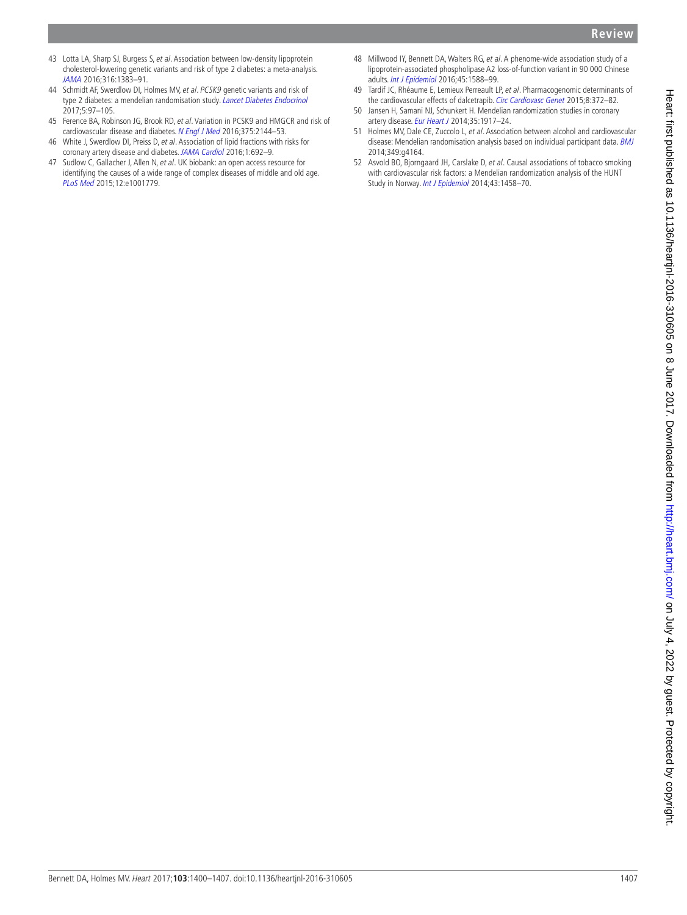43 Lotta LA, Sharp SJ, Burgess S, *et al*. Association between low-density lipoprotein cholesterol-lowering genetic variants and risk of type 2 diabetes: a meta-analysis. *JAMA* 2016;316:1383–91.

44 Schmidt AF, Swerdlow DI, Holmes MV, *et al*. *PCSK9* genetic variants and risk of type 2 diabetes: a mendelian randomisation study. *Lancet Diabetes Endocrinol* 2017;5:97–105.

45 Ference BA, Robinson JG, Brook RD, *et al*. Variation in PCSK9 and HMGCR and risk of cardiovascular disease and diabetes. *N Engl J Med* 2016;375:2144–53.

46 White J, Swerdlow DI, Preiss D, *et al*. Association of lipid fractions with risks for coronary artery disease and diabetes. *JAMA Cardiol* 2016;1:692–9.

47 Sudlow C, Gallacher J, Allen N, *et al*. UK biobank: an open access resource for identifying the causes of a wide range of complex diseases of middle and old age. *PLoS Med* 2015;12:e1001779.

48 Millwood IY, Bennett DA, Walters RG, *et al*. A phenome-wide association study of a lipoprotein-associated phospholipase A2 loss-of-function variant in 90 000 Chinese adults. *Int J Epidemiol* 2016;45:1588–99.

49 Tardif JC, Rhéaume E, Lemieux Perreault LP, *et al*. Pharmacogenomic determinants of the cardiovascular effects of dalcetrapib. *Circ Cardiovasc Genet* 2015;8:372–82.

50 Jansen H, Samani NJ, Schunkert H. Mendelian randomization studies in coronary artery disease. *Eur Heart J* 2014;35:1917–24.

51 Holmes MV, Dale CE, Zuccolo L, *et al*. Association between alcohol and cardiovascular disease: Mendelian randomisation analysis based on individual participant data. *BMJ* 2014;349:g4164.

52 Asvold BO, Bjorngaard JH, Carslake D, *et al*. Causal associations of tobacco smoking with cardiovascular risk factors: a Mendelian randomization analysis of the HUNT Study in Norway. *Int J Epidemiol* 2014;43:1458–70.